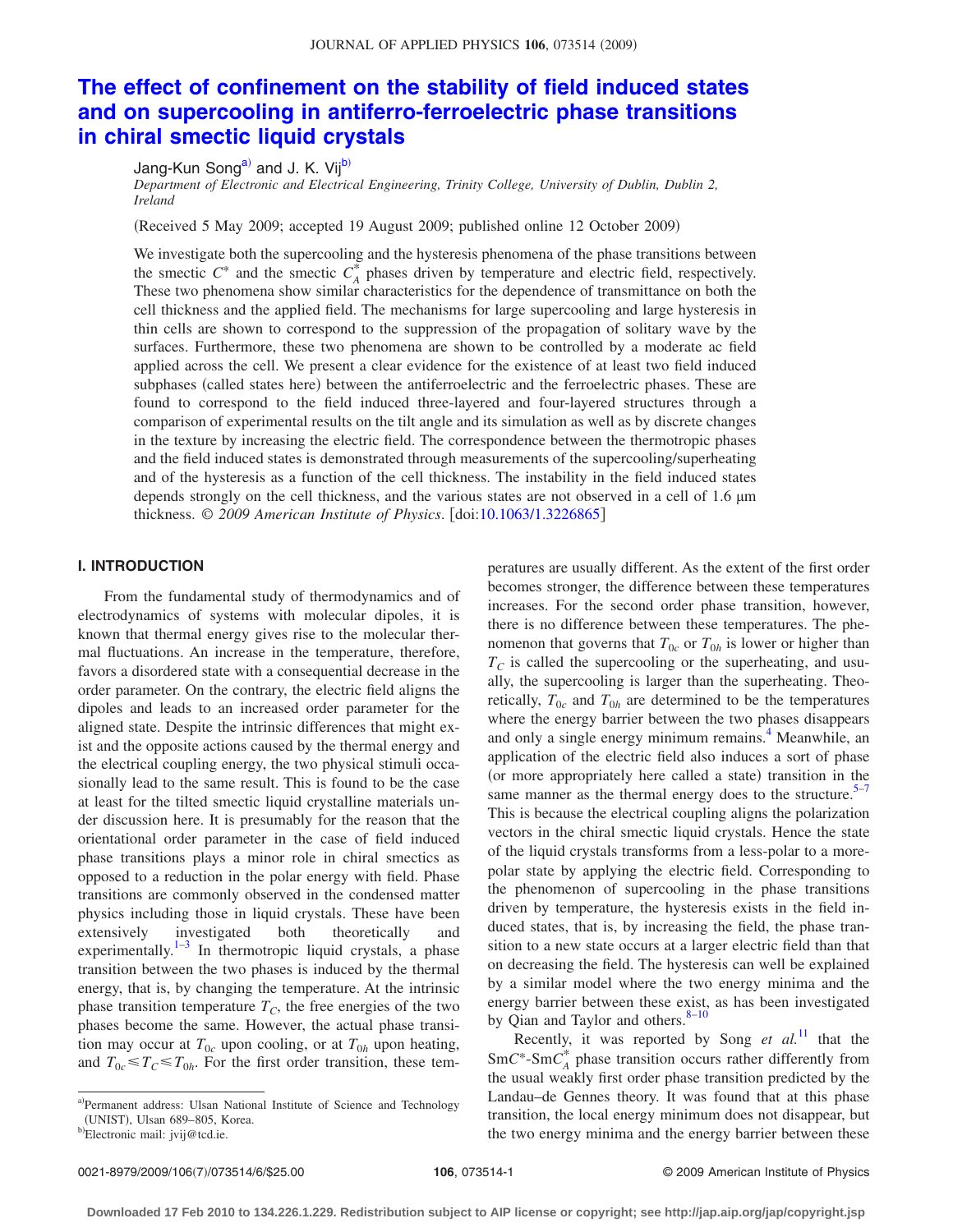# The effect of confinement on the stability of field induced states and on supercooling in antiferro-ferroelectric phase transitions in chiral smectic liquid crystals

Jang-Kun Song[a] and J. K. Vij[b]

*Department of Electronic and Electrical Engineering, Trinity College, University of Dublin, Dublin 2, Ireland*

(Received 5 May 2009; accepted 19 August 2009; published online 12 October 2009)

We investigate both the supercooling and the hysteresis phenomena of the phase transitions between the smectic $C^*$ and the smectic $C_A^*$ phases driven by temperature and electric field, respectively. These two phenomena show similar characteristics for the dependence of transmittance on both the cell thickness and the applied field. The mechanisms for large supercooling and large hysteresis in thin cells are shown to correspond to the suppression of the propagation of solitary wave by the surfaces. Furthermore, these two phenomena are shown to be controlled by a moderate ac field applied across the cell. We present a clear evidence for the existence of at least two field induced subphases (called states here) between the antiferroelectric and the ferroelectric phases. These are found to correspond to the field induced three-layered and four-layered structures through a comparison of experimental results on the tilt angle and its simulation as well as by discrete changes in the texture by increasing the electric field. The correspondence between the thermotropic phases and the field induced states is demonstrated through measurements of the supercooling/superheating and of the hysteresis as a function of the cell thickness. The instability in the field induced states depends strongly on the cell thickness, and the various states are not observed in a cell of 1.6 μm thickness. *© 2009 American Institute of Physics*. [doi:10.1063/1.3226865]

## I. INTRODUCTION

From the fundamental study of thermodynamics and of electrodynamics of systems with molecular dipoles, it is known that thermal energy gives rise to the molecular thermal fluctuations. An increase in the temperature, therefore, favors a disordered state with a consequential decrease in the order parameter. On the contrary, the electric field aligns the dipoles and leads to an increased order parameter for the aligned state. Despite the intrinsic differences that might exist and the opposite actions caused by the thermal energy and the electrical coupling energy, the two physical stimuli occasionally lead to the same result. This is found to be the case at least for the tilted smectic liquid crystalline materials under discussion here. It is presumably for the reason that the orientational order parameter in the case of field induced phase transitions plays a minor role in chiral smectics as opposed to a reduction in the polar energy with field. Phase transitions are commonly observed in the condensed matter physics including those in liquid crystals. These have been extensively investigated both theoretically and experimentally.[1–3] In thermotropic liquid crystals, a phase transition between the two phases is induced by the thermal energy, that is, by changing the temperature. At the intrinsic phase transition temperature $T_C$, the free energies of the two phases become the same. However, the actual phase transition may occur at $T_{0c}$ upon cooling, or at $T_{0h}$ upon heating, and $T_{0c} \leq T_C \leq T_{0h}$. For the first order transition, these temperatures are usually different. As the extent of the first order becomes stronger, the difference between these temperatures increases. For the second order phase transition, however, there is no difference between these temperatures. The phenomenon that governs that $T_{0c}$ or $T_{0h}$ is lower or higher than $T_C$ is called the supercooling or the superheating, and usually, the supercooling is larger than the superheating. Theoretically, $T_{0c}$ and $T_{0h}$ are determined to be the temperatures where the energy barrier between the two phases disappears and only a single energy minimum remains.[4] Meanwhile, an application of the electric field also induces a sort of phase (or more appropriately here called a state) transition in the same manner as the thermal energy does to the structure.[5–7] This is because the electrical coupling aligns the polarization vectors in the chiral smectic liquid crystals. Hence the state of the liquid crystals transforms from a less-polar to a more-polar state by applying the electric field. Corresponding to the phenomenon of supercooling in the phase transitions driven by temperature, the hysteresis exists in the field induced states, that is, by increasing the field, the phase transition to a new state occurs at a larger electric field than that on decreasing the field. The hysteresis can well be explained by a similar model where the two energy minima and the energy barrier between these exist, as has been investigated by Qian and Taylor and others.[8–10]

Recently, it was reported by Song *et al.*[11] that the Sm$C^*$-Sm$C_A^*$ phase transition occurs rather differently from the usual weakly first order phase transition predicted by the Landau–de Gennes theory. It was found that at this phase transition, the local energy minimum does not disappear, but the two energy minima and the energy barrier between these

[a] Permanent address: Ulsan National Institute of Science and Technology (UNIST), Ulsan 689–805, Korea.

[b] Electronic mail: jvij@tcd.ie.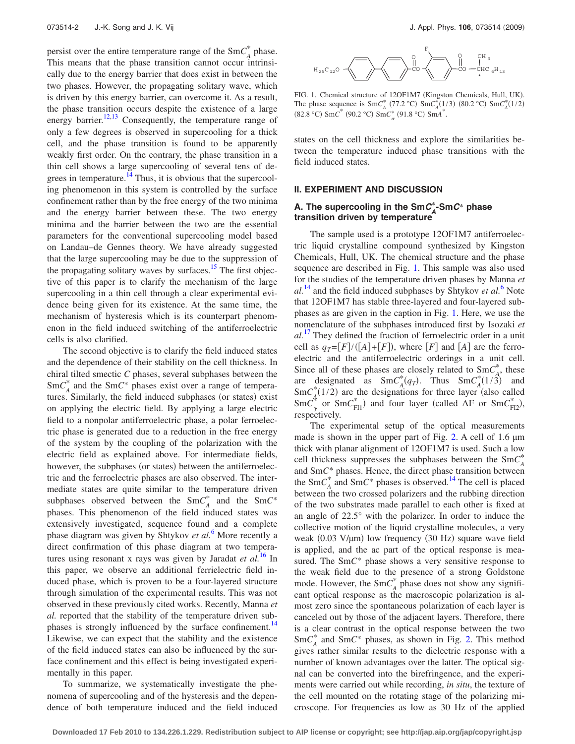persist over the entire temperature range of the Sm$C_A^*$ phase. This means that the phase transition cannot occur intrinsically due to the energy barrier that does exist in between the two phases. However, the propagating solitary wave, which is driven by this energy barrier, can overcome it. As a result, the phase transition occurs despite the existence of a large energy barrier.[12,13] Consequently, the temperature range of only a few degrees is observed in supercooling for a thick cell, and the phase transition is found to be apparently weakly first order. On the contrary, the phase transition in a thin cell shows a large supercooling of several tens of degrees in temperature.[14] Thus, it is obvious that the supercooling phenomenon in this system is controlled by the surface confinement rather than by the free energy of the two minima and the energy barrier between these. The two energy minima and the barrier between the two are the essential parameters for the conventional supercooling model based on Landau–de Gennes theory. We have already suggested that the large supercooling may be due to the suppression of the propagating solitary waves by surfaces.[15] The first objective of this paper is to clarify the mechanism of the large supercooling in a thin cell through a clear experimental evidence being given for its existence. At the same time, the mechanism of hysteresis which is its counterpart phenomenon in the field induced switching of the antiferroelectric cells is also clarified.

The second objective is to clarify the field induced states and the dependence of their stability on the cell thickness. In chiral tilted smectic *C* phases, several subphases between the Sm$C_A^*$ and the Sm$C^*$ phases exist over a range of temperatures. Similarly, the field induced subphases (or states) exist on applying the electric field. By applying a large electric field to a nonpolar antiferroelectric phase, a polar ferroelectric phase is generated due to a reduction in the free energy of the system by the coupling of the polarization with the electric field as explained above. For intermediate fields, however, the subphases (or states) between the antiferroelectric and the ferroelectric phases are also observed. The intermediate states are quite similar to the temperature driven subphases observed between the Sm$C_A^*$ and the Sm$C^*$ phases. This phenomenon of the field induced states was extensively investigated, sequence found and a complete phase diagram was given by Shtykov *et al.*[6] More recently a direct confirmation of this phase diagram at two temperatures using resonant x rays was given by Jaradat *et al.*[16] In this paper, we observe an additional ferrielectric field induced phase, which is proven to be a four-layered structure through simulation of the experimental results. This was not observed in these previously cited works. Recently, Manna *et al.* reported that the stability of the temperature driven subphases is strongly influenced by the surface confinement.[14] Likewise, we can expect that the stability and the existence of the field induced states can also be influenced by the surface confinement and this effect is being investigated experimentally in this paper.

To summarize, we systematically investigate the phenomena of supercooling and of the hysteresis and the dependence of both temperature induced and the field induced states on the cell thickness and explore the similarities between the temperature induced phase transitions with the field induced states.

FIG. 1. Chemical structure of 12OF1M7 (Kingston Chemicals, Hull, UK). The phase sequence is Sm$C_A^*$ (77.2 °C) Sm$C_A^*(1/3)$ (80.2 °C) Sm$C_A^*(1/2)$ (82.8 °C) Sm$C^*$ (90.2 °C) Sm$C_\alpha^*$ (91.8 °C) Sm$A^*$.

## II. EXPERIMENT AND DISCUSSION

### A. The supercooling in the Sm$C_A^*$-Sm$C^*$ phase transition driven by temperature

The sample used is a prototype 12OF1M7 antiferroelectric liquid crystalline compound synthesized by Kingston Chemicals, Hull, UK. The chemical structure and the phase sequence are described in Fig. 1. This sample was also used for the studies of the temperature driven phases by Manna *et al.*[14] and the field induced subphases by Shtykov *et al.*[6] Note that 12OF1M7 has stable three-layered and four-layered subphases as are given in the caption in Fig. 1. Here, we use the nomenclature of the subphases introduced first by Isozaki *et al.*[17] They defined the fraction of ferroelectric order in a unit cell as $q_T=[F]/([A]+[F])$, where $[F]$ and $[A]$ are the ferroelectric and the antiferroelectric orderings in a unit cell. Since all of these phases are closely related to Sm$C_A^*$, these are designated as Sm$C_A^*(q_T)$. Thus Sm$C_A^*(1/3)$ and Sm$C_A^*(1/2)$ are the designations for three layer (also called Sm$C_\gamma^*$ or Sm$C_{\mathrm{FI1}}^*$) and four layer (called AF or Sm$C_{\mathrm{FI2}}^*$), respectively.

The experimental setup of the optical measurements made is shown in the upper part of Fig. 2. A cell of 1.6 µm thick with planar alignment of 12OF1M7 is used. Such a low cell thickness suppresses the subphases between the Sm$C_A^*$ and Sm$C^*$ phases. Hence, the direct phase transition between the Sm$C_A^*$ and Sm$C^*$ phases is observed.[14] The cell is placed between the two crossed polarizers and the rubbing direction of the two substrates made parallel to each other is fixed at an angle of 22.5° with the polarizer. In order to induce the collective motion of the liquid crystalline molecules, a very weak (0.03 V/µm) low frequency (30 Hz) square wave field is applied, and the ac part of the optical response is measured. The Sm$C^*$ phase shows a very sensitive response to the weak field due to the presence of a strong Goldstone mode. However, the Sm$C_A^*$ phase does not show any significant optical response as the macroscopic polarization is almost zero since the spontaneous polarization of each layer is canceled out by those of the adjacent layers. Therefore, there is a clear contrast in the optical response between the two Sm$C_A^*$ and Sm$C^*$ phases, as shown in Fig. 2. This method gives rather similar results to the dielectric response with a number of known advantages over the latter. The optical signal can be converted into the birefringence, and the experiments were carried out while recording, *in situ*, the texture of the cell mounted on the rotating stage of the polarizing microscope. For frequencies as low as 30 Hz of the applied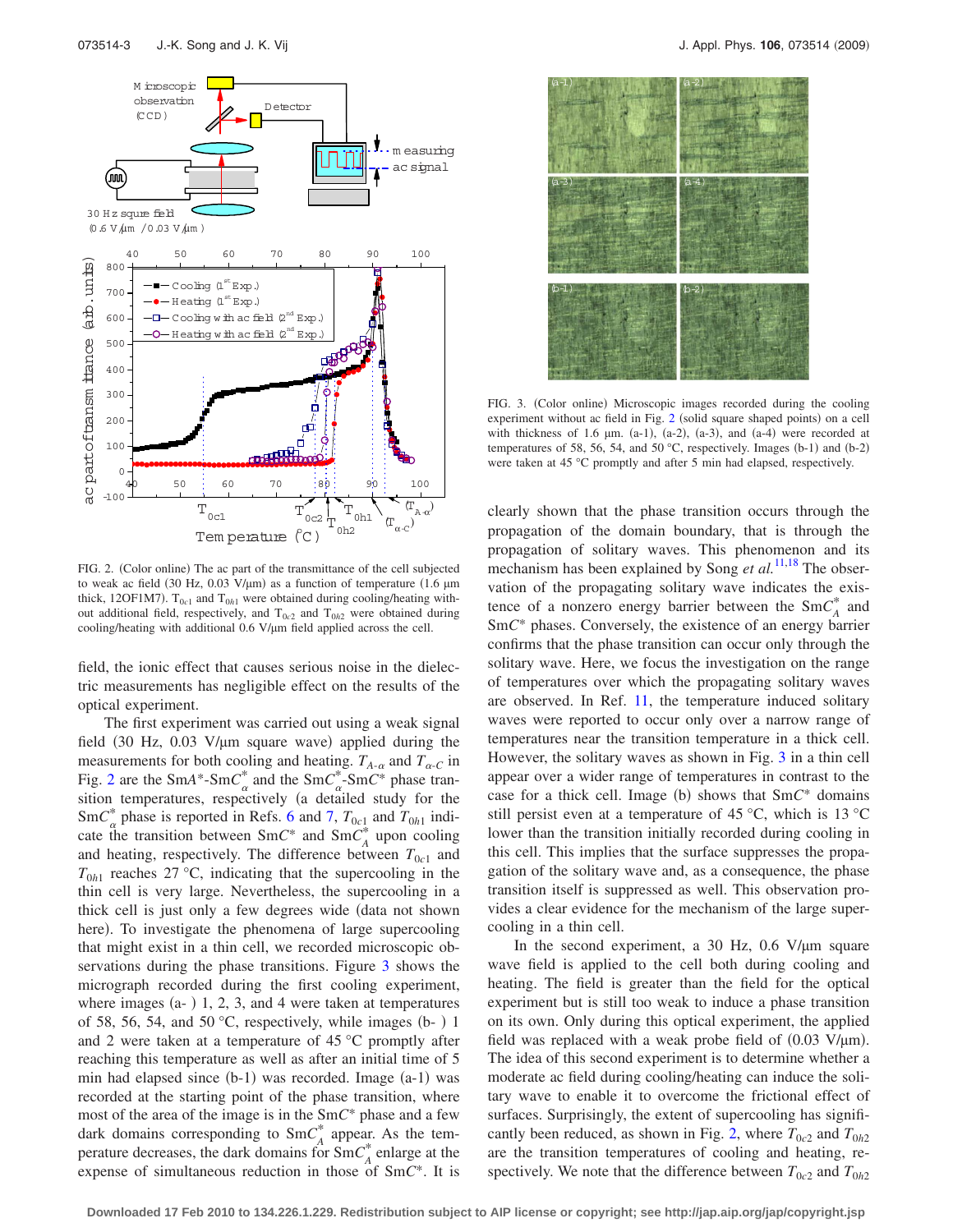FIG. 2. (Color online) The ac part of the transmittance of the cell subjected to weak ac field (30 Hz, 0.03 V/μm) as a function of temperature (1.6 μm thick, 12OF1M7). $T_{0c1}$ and $T_{0h1}$ were obtained during cooling/heating without additional field, respectively, and $T_{0c2}$ and $T_{0h2}$ were obtained during cooling/heating with additional 0.6 V/μm field applied across the cell.

field, the ionic effect that causes serious noise in the dielectric measurements has negligible effect on the results of the optical experiment.

The first experiment was carried out using a weak signal field (30 Hz, 0.03 V/μm square wave) applied during the measurements for both cooling and heating. $T_{A\text{-}\alpha}$ and $T_{\alpha\text{-}C}$ in Fig. 2 are the Sm$A^*$-Sm$C_\alpha^*$ and the Sm$C_\alpha^*$-Sm$C^*$ phase transition temperatures, respectively (a detailed study for the Sm$C_\alpha^*$ phase is reported in Refs. 6 and 7, $T_{0c1}$ and $T_{0h1}$ indicate the transition between Sm$C^*$ and Sm$C_A^*$ upon cooling and heating, respectively. The difference between $T_{0c1}$ and $T_{0h1}$ reaches 27 °C, indicating that the supercooling in the thin cell is very large. Nevertheless, the supercooling in a thick cell is just only a few degrees wide (data not shown here). To investigate the phenomena of large supercooling that might exist in a thin cell, we recorded microscopic observations during the phase transitions. Figure 3 shows the micrograph recorded during the first cooling experiment, where images (a- ) 1, 2, 3, and 4 were taken at temperatures of 58, 56, 54, and 50 °C, respectively, while images (b- ) 1 and 2 were taken at a temperature of 45 °C promptly after reaching this temperature as well as after an initial time of 5 min had elapsed since (b-1) was recorded. Image (a-1) was recorded at the starting point of the phase transition, where most of the area of the image is in the Sm$C^*$ phase and a few dark domains corresponding to Sm$C_A^*$ appear. As the temperature decreases, the dark domains for Sm$C_A^*$ enlarge at the expense of simultaneous reduction in those of Sm$C^*$. It is clearly shown that the phase transition occurs through the propagation of the domain boundary, that is through the propagation of solitary waves. This phenomenon and its mechanism has been explained by Song *et al.*[11,18] The observation of the propagating solitary wave indicates the existence of a nonzero energy barrier between the Sm$C_A^*$ and Sm$C^*$ phases. Conversely, the existence of an energy barrier confirms that the phase transition can occur only through the solitary wave. Here, we focus the investigation on the range of temperatures over which the propagating solitary waves are observed. In Ref. 11, the temperature induced solitary waves were reported to occur only over a narrow range of temperatures near the transition temperature in a thick cell. However, the solitary waves as shown in Fig. 3 in a thin cell appear over a wider range of temperatures in contrast to the case for a thick cell. Image (b) shows that Sm$C^*$ domains still persist even at a temperature of 45 °C, which is 13 °C lower than the transition initially recorded during cooling in this cell. This implies that the surface suppresses the propagation of the solitary wave and, as a consequence, the phase transition itself is suppressed as well. This observation provides a clear evidence for the mechanism of the large supercooling in a thin cell.

FIG. 3. (Color online) Microscopic images recorded during the cooling experiment without ac field in Fig. 2 (solid square shaped points) on a cell with thickness of 1.6 μm. (a-1), (a-2), (a-3), and (a-4) were recorded at temperatures of 58, 56, 54, and 50 °C, respectively. Images (b-1) and (b-2) were taken at 45 °C promptly and after 5 min had elapsed, respectively.

In the second experiment, a 30 Hz, 0.6 V/μm square wave field is applied to the cell both during cooling and heating. The field is greater than the field for the optical experiment but is still too weak to induce a phase transition on its own. Only during this optical experiment, the applied field was replaced with a weak probe field of (0.03 V/μm). The idea of this second experiment is to determine whether a moderate ac field during cooling/heating can induce the solitary wave to enable it to overcome the frictional effect of surfaces. Surprisingly, the extent of supercooling has significantly been reduced, as shown in Fig. 2, where $T_{0c2}$ and $T_{0h2}$ are the transition temperatures of cooling and heating, respectively. We note that the difference between $T_{0c2}$ and $T_{0h2}$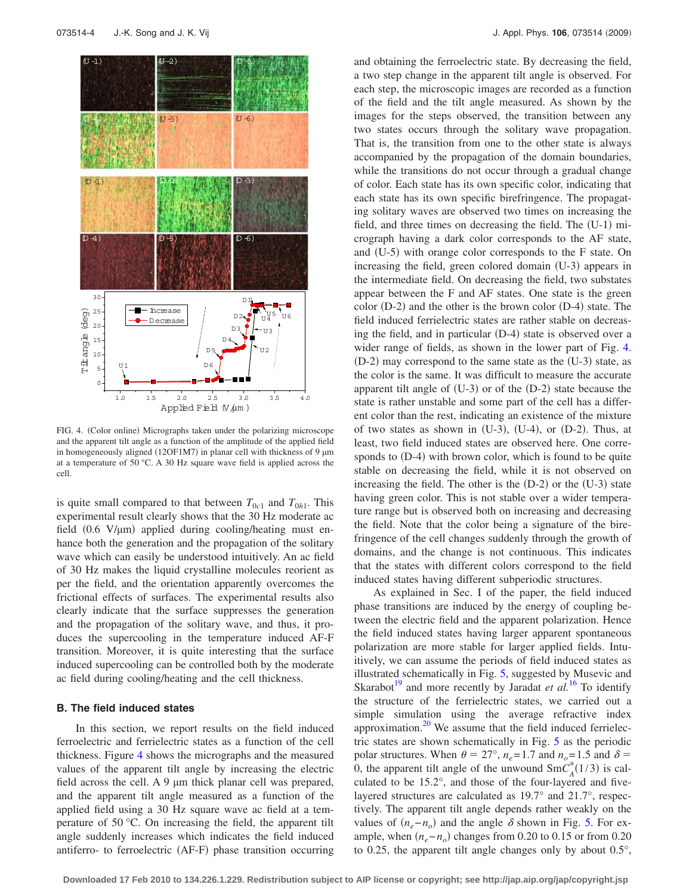FIG. 4. (Color online) Micrographs taken under the polarizing microscope and the apparent tilt angle as a function of the amplitude of the applied field in homogeneously aligned (12OF1M7) in planar cell with thickness of 9 μm at a temperature of 50 °C. A 30 Hz square wave field is applied across the cell.

is quite small compared to that between $T_{0c1}$ and $T_{0h1}$. This experimental result clearly shows that the 30 Hz moderate ac field (0.6 V/μm) applied during cooling/heating must enhance both the generation and the propagation of the solitary wave which can easily be understood intuitively. An ac field of 30 Hz makes the liquid crystalline molecules reorient as per the field, and the orientation apparently overcomes the frictional effects of surfaces. The experimental results also clearly indicate that the surface suppresses the generation and the propagation of the solitary wave, and thus, it produces the supercooling in the temperature induced AF-F transition. Moreover, it is quite interesting that the surface induced supercooling can be controlled both by the moderate ac field during cooling/heating and the cell thickness.

### B. The field induced states

In this section, we report results on the field induced ferroelectric and ferrielectric states as a function of the cell thickness. Figure 4 shows the micrographs and the measured values of the apparent tilt angle by increasing the electric field across the cell. A 9 μm thick planar cell was prepared, and the apparent tilt angle measured as a function of the applied field using a 30 Hz square wave ac field at a temperature of 50 °C. On increasing the field, the apparent tilt angle suddenly increases which indicates the field induced antiferro- to ferroelectric (AF-F) phase transition occurring and obtaining the ferroelectric state. By decreasing the field, a two step change in the apparent tilt angle is observed. For each step, the microscopic images are recorded as a function of the field and the tilt angle measured. As shown by the images for the steps observed, the transition between any two states occurs through the solitary wave propagation. That is, the transition from one to the other state is always accompanied by the propagation of the domain boundaries, while the transitions do not occur through a gradual change of color. Each state has its own specific color, indicating that each state has its own specific birefringence. The propagating solitary waves are observed two times on increasing the field, and three times on decreasing the field. The (U-1) micrograph having a dark color corresponds to the AF state, and (U-5) with orange color corresponds to the F state. On increasing the field, green colored domain (U-3) appears in the intermediate field. On decreasing the field, two substates appear between the F and AF states. One state is the green color (D-2) and the other is the brown color (D-4) state. The field induced ferrielectric states are rather stable on decreasing the field, and in particular (D-4) state is observed over a wider range of fields, as shown in the lower part of Fig. 4. (D-2) may correspond to the same state as the (U-3) state, as the color is the same. It was difficult to measure the accurate apparent tilt angle of (U-3) or of the (D-2) state because the state is rather unstable and some part of the cell has a different color than the rest, indicating an existence of the mixture of two states as shown in (U-3), (U-4), or (D-2). Thus, at least, two field induced states are observed here. One corresponds to (D-4) with brown color, which is found to be quite stable on decreasing the field, while it is not observed on increasing the field. The other is the (D-2) or the (U-3) state having green color. This is not stable over a wider temperature range but is observed both on increasing and decreasing the field. Note that the color being a signature of the birefringence of the cell changes suddenly through the growth of domains, and the change is not continuous. This indicates that the states with different colors correspond to the field induced states having different subperiodic structures.

As explained in Sec. I of the paper, the field induced phase transitions are induced by the energy of coupling between the electric field and the apparent polarization. Hence the field induced states having larger apparent spontaneous polarization are more stable for larger applied fields. Intuitively, we can assume the periods of field induced states as illustrated schematically in Fig. 5, suggested by Musevic and Skarabot[19] and more recently by Jaradat *et al.*[16] To identify the structure of the ferrielectric states, we carried out a simple simulation using the average refractive index approximation.[20] We assume that the field induced ferrielectric states are shown schematically in Fig. 5 as the periodic polar structures. When $\theta = 27°$, $n_e = 1.7$ and $n_o = 1.5$ and $\delta = 0$, the apparent tilt angle of the unwound $\mathrm{SmC}_A^*(1/3)$ is calculated to be 15.2°, and those of the four-layered and five-layered structures are calculated as 19.7° and 21.7°, respectively. The apparent tilt angle depends rather weakly on the values of $(n_e - n_o)$ and the angle $\delta$ shown in Fig. 5. For example, when $(n_e - n_o)$ changes from 0.20 to 0.15 or from 0.20 to 0.25, the apparent tilt angle changes only by about 0.5°,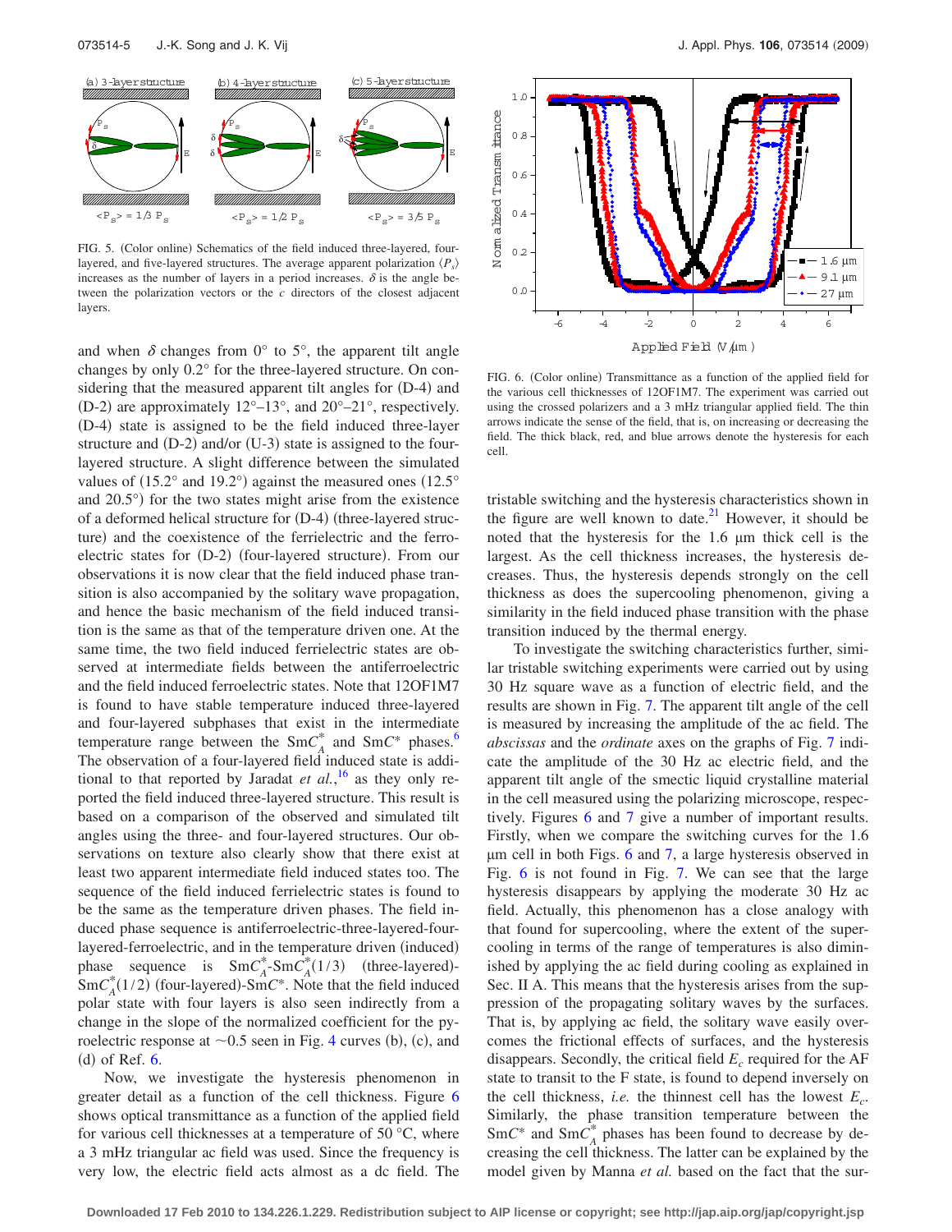FIG. 5. (Color online) Schematics of the field induced three-layered, four-layered, and five-layered structures. The average apparent polarization $\langle P_s \rangle$ increases as the number of layers in a period increases. $\delta$ is the angle between the polarization vectors or the $c$ directors of the closest adjacent layers.

and when $\delta$ changes from 0° to 5°, the apparent tilt angle changes by only 0.2° for the three-layered structure. On considering that the measured apparent tilt angles for (D-4) and (D-2) are approximately 12°–13°, and 20°–21°, respectively. (D-4) state is assigned to be the field induced three-layer structure and (D-2) and/or (U-3) state is assigned to the four-layered structure. A slight difference between the simulated values of (15.2° and 19.2°) against the measured ones (12.5° and 20.5°) for the two states might arise from the existence of a deformed helical structure for (D-4) (three-layered structure) and the coexistence of the ferrielectric and the ferroelectric states for (D-2) (four-layered structure). From our observations it is now clear that the field induced phase transition is also accompanied by the solitary wave propagation, and hence the basic mechanism of the field induced transition is the same as that of the temperature driven one. At the same time, the two field induced ferrielectric states are observed at intermediate fields between the antiferroelectric and the field induced ferroelectric states. Note that 12OF1M7 is found to have stable temperature induced three-layered and four-layered subphases that exist in the intermediate temperature range between the Sm$C_A^*$ and Sm$C^*$ phases.[6] The observation of a four-layered field induced state is additional to that reported by Jaradat *et al.*,[16] as they only reported the field induced three-layered structure. This result is based on a comparison of the observed and simulated tilt angles using the three- and four-layered structures. Our observations on texture also clearly show that there exist at least two apparent intermediate field induced states too. The sequence of the field induced ferrielectric states is found to be the same as the temperature driven phases. The field induced phase sequence is antiferroelectric-three-layered-four-layered-ferroelectric, and in the temperature driven (induced) phase sequence is Sm$C_A^*$-Sm$C_A^*(1/3)$ (three-layered)-Sm$C_A^*(1/2)$ (four-layered)-Sm$C^*$. Note that the field induced polar state with four layers is also seen indirectly from a change in the slope of the normalized coefficient for the pyroelectric response at ~0.5 seen in Fig. 4 curves (b), (c), and (d) of Ref. 6.

Now, we investigate the hysteresis phenomenon in greater detail as a function of the cell thickness. Figure 6 shows optical transmittance as a function of the applied field for various cell thicknesses at a temperature of 50 °C, where a 3 mHz triangular ac field was used. Since the frequency is very low, the electric field acts almost as a dc field. The

FIG. 6. (Color online) Transmittance as a function of the applied field for the various cell thicknesses of 12OF1M7. The experiment was carried out using the crossed polarizers and a 3 mHz triangular applied field. The thin arrows indicate the sense of the field, that is, on increasing or decreasing the field. The thick black, red, and blue arrows denote the hysteresis for each cell.

tristable switching and the hysteresis characteristics shown in the figure are well known to date.[21] However, it should be noted that the hysteresis for the 1.6 μm thick cell is the largest. As the cell thickness increases, the hysteresis decreases. Thus, the hysteresis depends strongly on the cell thickness as does the supercooling phenomenon, giving a similarity in the field induced phase transition with the phase transition induced by the thermal energy.

To investigate the switching characteristics further, similar tristable switching experiments were carried out by using 30 Hz square wave as a function of electric field, and the results are shown in Fig. 7. The apparent tilt angle of the cell is measured by increasing the amplitude of the ac field. The *abscissas* and the *ordinate* axes on the graphs of Fig. 7 indicate the amplitude of the 30 Hz ac electric field, and the apparent tilt angle of the smectic liquid crystalline material in the cell measured using the polarizing microscope, respectively. Figures 6 and 7 give a number of important results. Firstly, when we compare the switching curves for the 1.6 μm cell in both Figs. 6 and 7, a large hysteresis observed in Fig. 6 is not found in Fig. 7. We can see that the large hysteresis disappears by applying the moderate 30 Hz ac field. Actually, this phenomenon has a close analogy with that found for supercooling, where the extent of the supercooling in terms of the range of temperatures is also diminished by applying the ac field during cooling as explained in Sec. II A. This means that the hysteresis arises from the suppression of the propagating solitary waves by the surfaces. That is, by applying ac field, the solitary wave easily overcomes the frictional effects of surfaces, and the hysteresis disappears. Secondly, the critical field $E_c$ required for the AF state to transit to the F state, is found to depend inversely on the cell thickness, *i.e.* the thinnest cell has the lowest $E_c$. Similarly, the phase transition temperature between the Sm$C^*$ and Sm$C_A^*$ phases has been found to decrease by decreasing the cell thickness. The latter can be explained by the model given by Manna *et al.* based on the fact that the sur-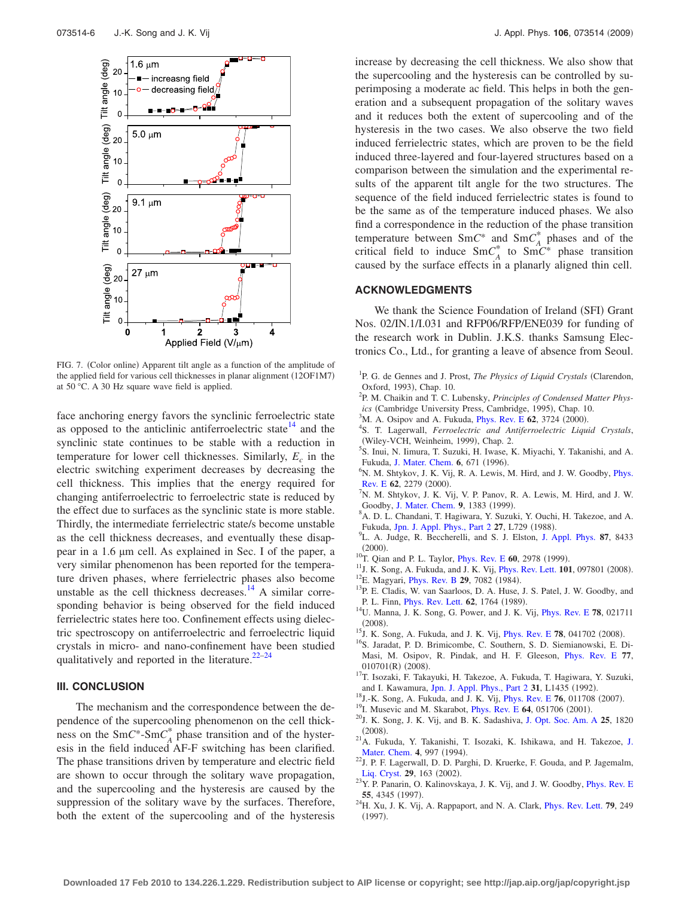1.6 μm
increasng field
decreasing field
Tilt angle (deg)
20
10
0

5.0 μm
Tilt angle (deg)
20
10
0

9.1 μm
Tilt angle (deg)
20
10
0

27 μm
Tilt angle (deg)
20
10
0

0 1 2 3 4
Applied Field (V/μm)

FIG. 7. (Color online) Apparent tilt angle as a function of the amplitude of the applied field for various cell thicknesses in planar alignment (12OF1M7) at 50 °C. A 30 Hz square wave field is applied.

face anchoring energy favors the synclinic ferroelectric state as opposed to the anticlinic antiferroelectric state[14] and the synclinic state continues to be stable with a reduction in temperature for lower cell thicknesses. Similarly, $E_c$ in the electric switching experiment decreases by decreasing the cell thickness. This implies that the energy required for changing antiferroelectric to ferroelectric state is reduced by the effect due to surfaces as the synclinic state is more stable. Thirdly, the intermediate ferrielectric state/s become unstable as the cell thickness decreases, and eventually these disappear in a 1.6 μm cell. As explained in Sec. I of the paper, a very similar phenomenon has been reported for the temperature driven phases, where ferrielectric phases also become unstable as the cell thickness decreases.[14] A similar corresponding behavior is being observed for the field induced ferrielectric states here too. Confinement effects using dielectric spectroscopy on antiferroelectric and ferroelectric liquid crystals in micro- and nano-confinement have been studied qualitatively and reported in the literature.[22–24]

## III. CONCLUSION

The mechanism and the correspondence between the dependence of the supercooling phenomenon on the cell thickness on the Sm$C^*$-Sm$C_A^*$ phase transition and of the hysteresis in the field induced AF-F switching has been clarified. The phase transitions driven by temperature and electric field are shown to occur through the solitary wave propagation, and the supercooling and the hysteresis are caused by the suppression of the solitary wave by the surfaces. Therefore, both the extent of the supercooling and of the hysteresis increase by decreasing the cell thickness. We also show that the supercooling and the hysteresis can be controlled by superimposing a moderate ac field. This helps in both the generation and a subsequent propagation of the solitary waves and it reduces both the extent of supercooling and of the hysteresis in the two cases. We also observe the two field induced ferrielectric states, which are proven to be the field induced three-layered and four-layered structures based on a comparison between the simulation and the experimental results of the apparent tilt angle for the two structures. The sequence of the field induced ferrielectric states is found to be the same as of the temperature induced phases. We also find a correspondence in the reduction of the phase transition temperature between Sm$C^*$ and Sm$C_A^*$ phases and of the critical field to induce Sm$C_A^*$ to Sm$C^*$ phase transition caused by the surface effects in a planarly aligned thin cell.

## ACKNOWLEDGMENTS

We thank the Science Foundation of Ireland (SFI) Grant Nos. 02/IN.1/I.031 and RFP06/RFP/ENE039 for funding of the research work in Dublin. J.K.S. thanks Samsung Electronics Co., Ltd., for granting a leave of absence from Seoul.

[1] P. G. de Gennes and J. Prost, *The Physics of Liquid Crystals* (Clarendon, Oxford, 1993), Chap. 10.
[2] P. M. Chaikin and T. C. Lubensky, *Principles of Condensed Matter Physics* (Cambridge University Press, Cambridge, 1995), Chap. 10.
[3] M. A. Osipov and A. Fukuda, Phys. Rev. E **62**, 3724 (2000).
[4] S. T. Lagerwall, *Ferroelectric and Antiferroelectric Liquid Crystals*, (Wiley-VCH, Weinheim, 1999), Chap. 2.
[5] S. Inui, N. Iimura, T. Suzuki, H. Iwase, K. Miyachi, Y. Takanishi, and A. Fukuda, J. Mater. Chem. **6**, 671 (1996).
[6] N. M. Shtykov, J. K. Vij, R. A. Lewis, M. Hird, and J. W. Goodby, Phys. Rev. E **62**, 2279 (2000).
[7] N. M. Shtykov, J. K. Vij, V. P. Panov, R. A. Lewis, M. Hird, and J. W. Goodby, J. Mater. Chem. **9**, 1383 (1999).
[8] A. D. L. Chandani, T. Hagiwara, Y. Suzuki, Y. Ouchi, H. Takezoe, and A. Fukuda, Jpn. J. Appl. Phys., Part 2 **27**, L729 (1988).
[9] L. A. Judge, R. Beccherelli, and S. J. Elston, J. Appl. Phys. **87**, 8433 (2000).
[10] T. Qian and P. L. Taylor, Phys. Rev. E **60**, 2978 (1999).
[11] J. K. Song, A. Fukuda, and J. K. Vij, Phys. Rev. Lett. **101**, 097801 (2008).
[12] E. Magyari, Phys. Rev. B **29**, 7082 (1984).
[13] P. E. Cladis, W. van Saarloos, D. A. Huse, J. S. Patel, J. W. Goodby, and P. L. Finn, Phys. Rev. Lett. **62**, 1764 (1989).
[14] U. Manna, J. K. Song, G. Power, and J. K. Vij, Phys. Rev. E **78**, 021711 (2008).
[15] J. K. Song, A. Fukuda, and J. K. Vij, Phys. Rev. E **78**, 041702 (2008).
[16] S. Jaradat, P. D. Brimicombe, C. Southern, S. D. Siemianowski, E. DiMasi, M. Osipov, R. Pindak, and H. F. Gleeson, Phys. Rev. E **77**, 010701(R) (2008).
[17] T. Isozaki, F. Takayuki, H. Takezoe, A. Fukuda, T. Hagiwara, Y. Suzuki, and I. Kawamura, Jpn. J. Appl. Phys., Part 2 **31**, L1435 (1992).
[18] J.-K. Song, A. Fukuda, and J. K. Vij, Phys. Rev. E **76**, 011708 (2007).
[19] I. Musevic and M. Skarabot, Phys. Rev. E **64**, 051706 (2001).
[20] J. K. Song, J. K. Vij, and B. K. Sadashiva, J. Opt. Soc. Am. A **25**, 1820 (2008).
[21] A. Fukuda, Y. Takanishi, T. Isozaki, K. Ishikawa, and H. Takezoe, J. Mater. Chem. **4**, 997 (1994).
[22] J. P. F. Lagerwall, D. D. Parghi, D. Kruerke, F. Gouda, and P. Jagemalm, Liq. Cryst. **29**, 163 (2002).
[23] Y. P. Panarin, O. Kalinovskaya, J. K. Vij, and J. W. Goodby, Phys. Rev. E **55**, 4345 (1997).
[24] H. Xu, J. K. Vij, A. Rappaport, and N. A. Clark, Phys. Rev. Lett. **79**, 249 (1997).